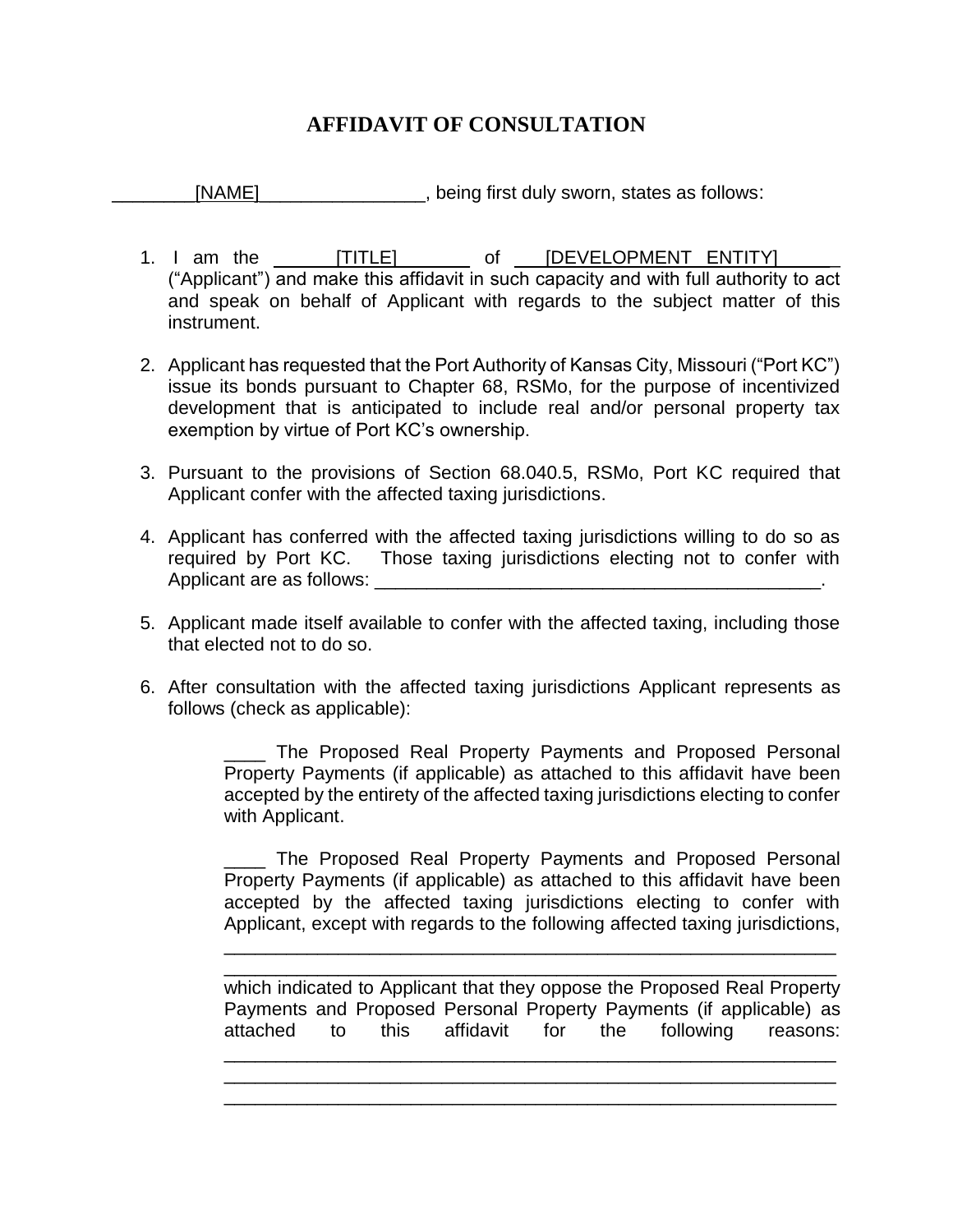# AFFIDAVIT OF CONSULTATION

________[NAME]________________, being first duly sworn, states as follows:

1. I am the ______[TITLE]_______ of ___[DEVELOPMENT ENTITY]______ ("Applicant") and make this affidavit in such capacity and with full authority to act and speak on behalf of Applicant with regards to the subject matter of this instrument.

2. Applicant has requested that the Port Authority of Kansas City, Missouri ("Port KC") issue its bonds pursuant to Chapter 68, RSMo, for the purpose of incentivized development that is anticipated to include real and/or personal property tax exemption by virtue of Port KC's ownership.

3. Pursuant to the provisions of Section 68.040.5, RSMo, Port KC required that Applicant confer with the affected taxing jurisdictions.

4. Applicant has conferred with the affected taxing jurisdictions willing to do so as required by Port KC. Those taxing jurisdictions electing not to confer with Applicant are as follows: ____________________________________________.

5. Applicant made itself available to confer with the affected taxing, including those that elected not to do so.

6. After consultation with the affected taxing jurisdictions Applicant represents as follows (check as applicable):

    ____ The Proposed Real Property Payments and Proposed Personal Property Payments (if applicable) as attached to this affidavit have been accepted by the entirety of the affected taxing jurisdictions electing to confer with Applicant.

    ____ The Proposed Real Property Payments and Proposed Personal Property Payments (if applicable) as attached to this affidavit have been accepted by the affected taxing jurisdictions electing to confer with Applicant, except with regards to the following affected taxing jurisdictions,

    ____________________________________________________________
    ____________________________________________________________
    which indicated to Applicant that they oppose the Proposed Real Property Payments and Proposed Personal Property Payments (if applicable) as attached to this affidavit for the following reasons:
    ____________________________________________________________
    ____________________________________________________________
    ____________________________________________________________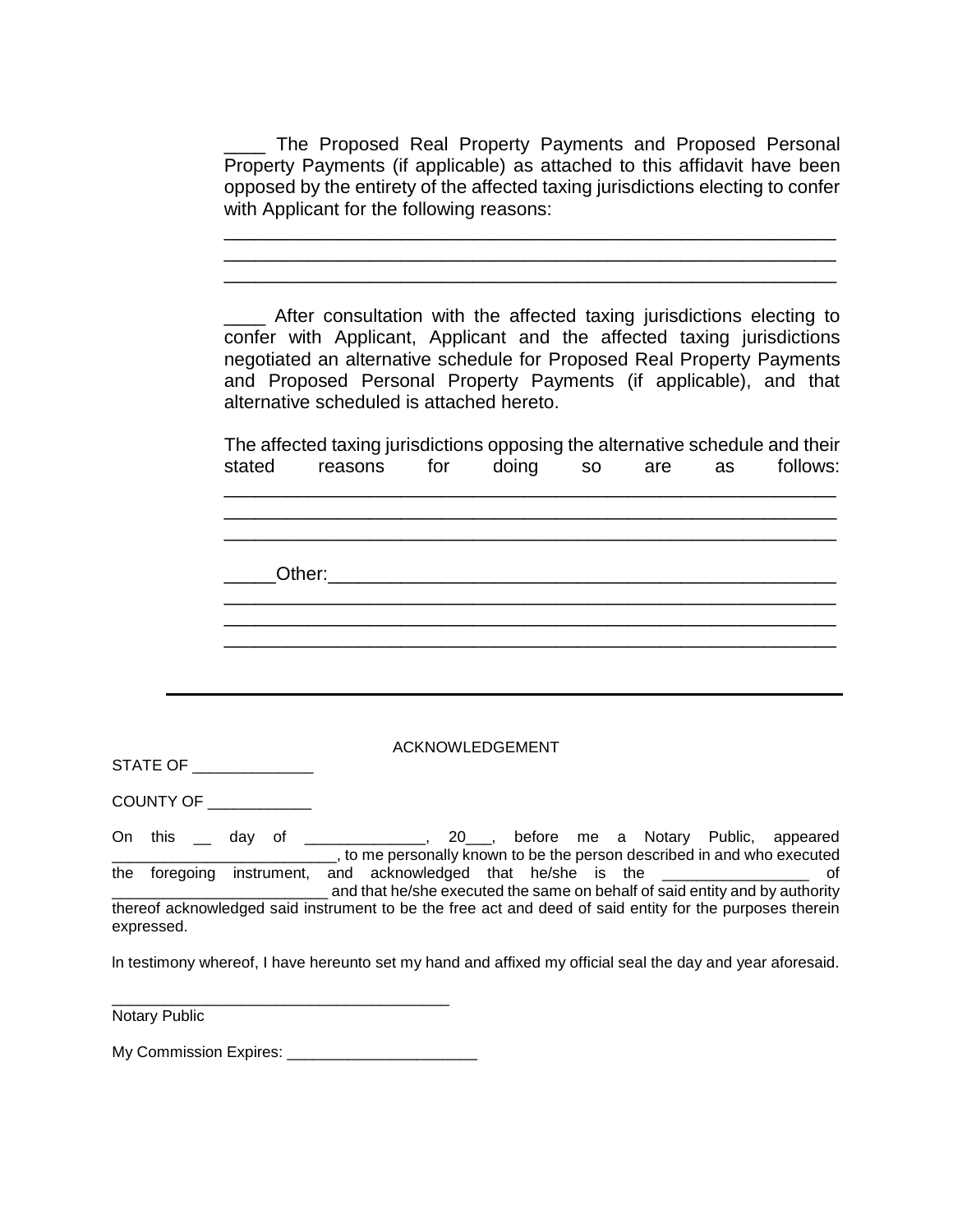____ The Proposed Real Property Payments and Proposed Personal Property Payments (if applicable) as attached to this affidavit have been opposed by the entirety of the affected taxing jurisdictions electing to confer with Applicant for the following reasons:

____________________________________________________________
____________________________________________________________
____________________________________________________________

____ After consultation with the affected taxing jurisdictions electing to confer with Applicant, Applicant and the affected taxing jurisdictions negotiated an alternative schedule for Proposed Real Property Payments and Proposed Personal Property Payments (if applicable), and that alternative scheduled is attached hereto.

The affected taxing jurisdictions opposing the alternative schedule and their stated reasons for doing so are as follows:
____________________________________________________________
____________________________________________________________
____________________________________________________________

_____Other:___________________________________________________
____________________________________________________________
____________________________________________________________
____________________________________________________________

---

ACKNOWLEDGEMENT

STATE OF ______________

COUNTY OF ____________

On this __ day of ______________, 20___, before me a Notary Public, appeared __________________________, to me personally known to be the person described in and who executed the foregoing instrument, and acknowledged that he/she is the _________________ of _________________________ and that he/she executed the same on behalf of said entity and by authority thereof acknowledged said instrument to be the free act and deed of said entity for the purposes therein expressed.

In testimony whereof, I have hereunto set my hand and affixed my official seal the day and year aforesaid.

________________________________________
Notary Public

My Commission Expires: ______________________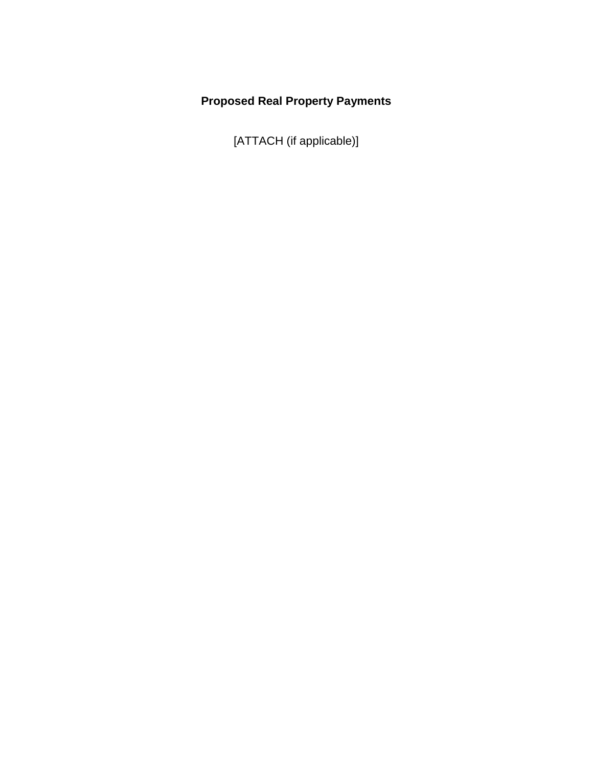**Proposed Real Property Payments**

[ATTACH (if applicable)]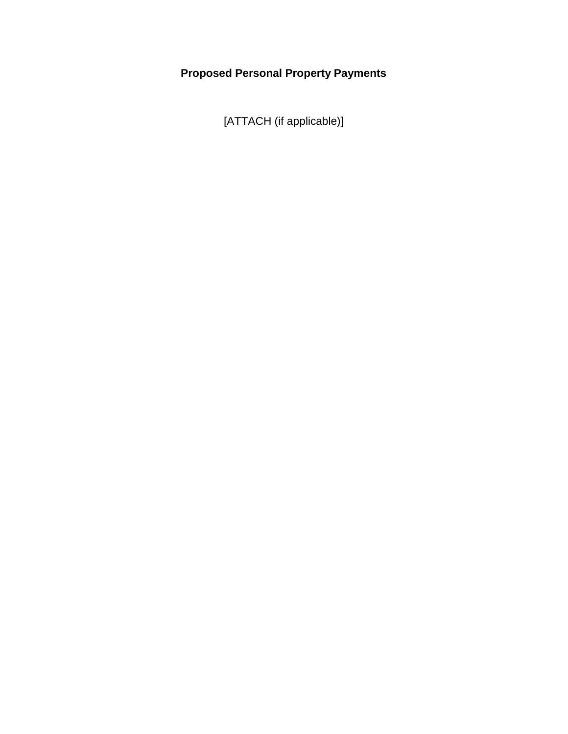# Proposed Personal Property Payments

[ATTACH (if applicable)]